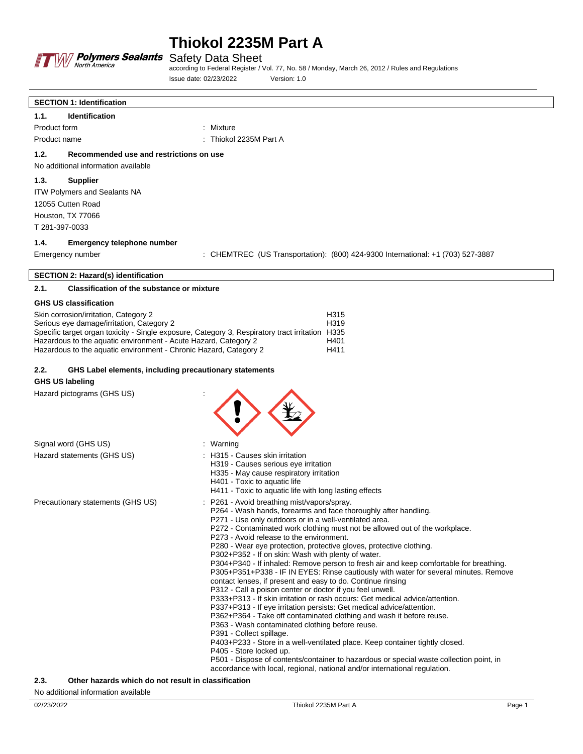# Thiokol 2235M Part A

Safety Data Sheet

according to Federal Register / Vol. 77, No. 58 / Monday, March 26, 2012 / Rules and Regulations

Issue date: 02/23/2022 Version: 1.0

## SECTION 1: Identification

### 1.1. Identification

Product form : Mixture

Product name : Thiokol 2235M Part A

### 1.2. Recommended use and restrictions on use

No additional information available

### 1.3. Supplier

ITW Polymers and Sealants NA
12055 Cutten Road
Houston, TX 77066
T 281-397-0033

### 1.4. Emergency telephone number

Emergency number : CHEMTREC (US Transportation): (800) 424-9300 International: +1 (703) 527-3887

## SECTION 2: Hazard(s) identification

### 2.1. Classification of the substance or mixture

**GHS US classification**

| Classification | Hazard statement |
|---|---|
| Skin corrosion/irritation, Category 2 | H315 |
| Serious eye damage/irritation, Category 2 | H319 |
| Specific target organ toxicity - Single exposure, Category 3, Respiratory tract irritation | H335 |
| Hazardous to the aquatic environment - Acute Hazard, Category 2 | H401 |
| Hazardous to the aquatic environment - Chronic Hazard, Category 2 | H411 |

### 2.2. GHS Label elements, including precautionary statements

**GHS US labeling**

Hazard pictograms (GHS US) :

Signal word (GHS US) : Warning

Hazard statements (GHS US) :
- H315 - Causes skin irritation
- H319 - Causes serious eye irritation
- H335 - May cause respiratory irritation
- H401 - Toxic to aquatic life
- H411 - Toxic to aquatic life with long lasting effects

Precautionary statements (GHS US) :
- P261 - Avoid breathing mist/vapors/spray.
- P264 - Wash hands, forearms and face thoroughly after handling.
- P271 - Use only outdoors or in a well-ventilated area.
- P272 - Contaminated work clothing must not be allowed out of the workplace.
- P273 - Avoid release to the environment.
- P280 - Wear eye protection, protective gloves, protective clothing.
- P302+P352 - If on skin: Wash with plenty of water.
- P304+P340 - If inhaled: Remove person to fresh air and keep comfortable for breathing.
- P305+P351+P338 - IF IN EYES: Rinse cautiously with water for several minutes. Remove contact lenses, if present and easy to do. Continue rinsing
- P312 - Call a poison center or doctor if you feel unwell.
- P333+P313 - If skin irritation or rash occurs: Get medical advice/attention.
- P337+P313 - If eye irritation persists: Get medical advice/attention.
- P362+P364 - Take off contaminated clothing and wash it before reuse.
- P363 - Wash contaminated clothing before reuse.
- P391 - Collect spillage.
- P403+P233 - Store in a well-ventilated place. Keep container tightly closed.
- P405 - Store locked up.
- P501 - Dispose of contents/container to hazardous or special waste collection point, in accordance with local, regional, national and/or international regulation.

### 2.3. Other hazards which do not result in classification

No additional information available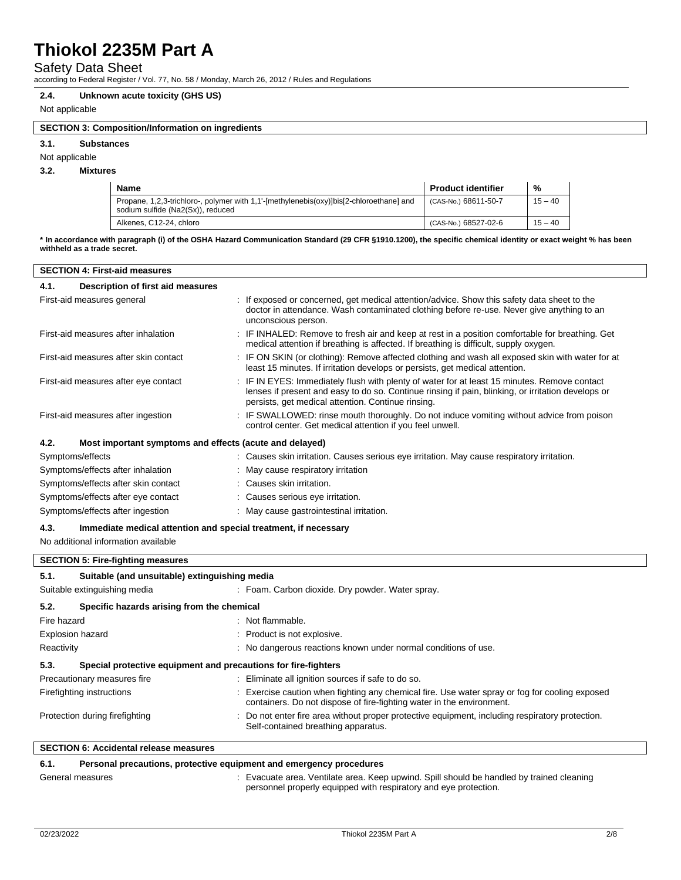#### 2.4. Unknown acute toxicity (GHS US)

Not applicable

## SECTION 3: Composition/Information on ingredients

### 3.1. Substances

Not applicable

### 3.2. Mixtures

| Name | Product identifier | % |
|---|---|---|
| Propane, 1,2,3-trichloro-, polymer with 1,1'-[methylenebis(oxy)]bis[2-chloroethane] and sodium sulfide (Na2(Sx)), reduced | (CAS-No.) 68611-50-7 | 15 – 40 |
| Alkenes, C12-24, chloro | (CAS-No.) 68527-02-6 | 15 – 40 |

**\* In accordance with paragraph (i) of the OSHA Hazard Communication Standard (29 CFR §1910.1200), the specific chemical identity or exact weight % has been withheld as a trade secret.**

## SECTION 4: First-aid measures

### 4.1. Description of first aid measures

First-aid measures general : If exposed or concerned, get medical attention/advice. Show this safety data sheet to the doctor in attendance. Wash contaminated clothing before re-use. Never give anything to an unconscious person.

First-aid measures after inhalation : IF INHALED: Remove to fresh air and keep at rest in a position comfortable for breathing. Get medical attention if breathing is affected. If breathing is difficult, supply oxygen.

First-aid measures after skin contact : IF ON SKIN (or clothing): Remove affected clothing and wash all exposed skin with water for at least 15 minutes. If irritation develops or persists, get medical attention.

First-aid measures after eye contact : IF IN EYES: Immediately flush with plenty of water for at least 15 minutes. Remove contact lenses if present and easy to do so. Continue rinsing if pain, blinking, or irritation develops or persists, get medical attention. Continue rinsing.

First-aid measures after ingestion : IF SWALLOWED: rinse mouth thoroughly. Do not induce vomiting without advice from poison control center. Get medical attention if you feel unwell.

### 4.2. Most important symptoms and effects (acute and delayed)

Symptoms/effects : Causes skin irritation. Causes serious eye irritation. May cause respiratory irritation.

Symptoms/effects after inhalation : May cause respiratory irritation

Symptoms/effects after skin contact : Causes skin irritation.

Symptoms/effects after eye contact : Causes serious eye irritation.

Symptoms/effects after ingestion : May cause gastrointestinal irritation.

### 4.3. Immediate medical attention and special treatment, if necessary

No additional information available

## SECTION 5: Fire-fighting measures

### 5.1. Suitable (and unsuitable) extinguishing media

Suitable extinguishing media : Foam. Carbon dioxide. Dry powder. Water spray.

### 5.2. Specific hazards arising from the chemical

Fire hazard : Not flammable.

Explosion hazard : Product is not explosive.

Reactivity : No dangerous reactions known under normal conditions of use.

### 5.3. Special protective equipment and precautions for fire-fighters

Precautionary measures fire : Eliminate all ignition sources if safe to do so.

Firefighting instructions : Exercise caution when fighting any chemical fire. Use water spray or fog for cooling exposed containers. Do not dispose of fire-fighting water in the environment.

Protection during firefighting : Do not enter fire area without proper protective equipment, including respiratory protection. Self-contained breathing apparatus.

## SECTION 6: Accidental release measures

### 6.1. Personal precautions, protective equipment and emergency procedures

General measures : Evacuate area. Ventilate area. Keep upwind. Spill should be handled by trained cleaning personnel properly equipped with respiratory and eye protection.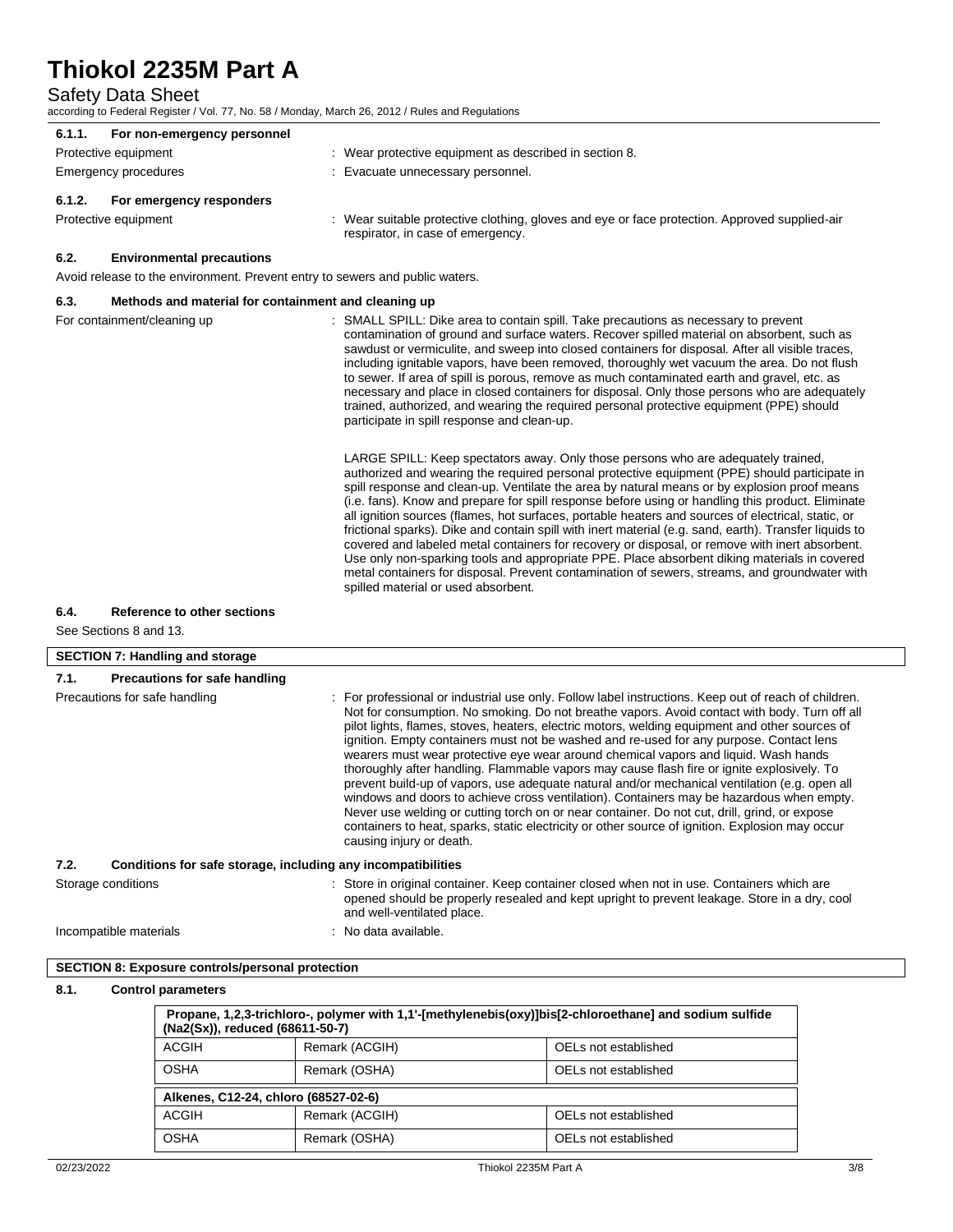#### 6.1.1. For non-emergency personnel

Protective equipment : Wear protective equipment as described in section 8.

Emergency procedures : Evacuate unnecessary personnel.

#### 6.1.2. For emergency responders

Protective equipment : Wear suitable protective clothing, gloves and eye or face protection. Approved supplied-air respirator, in case of emergency.

### 6.2. Environmental precautions

Avoid release to the environment. Prevent entry to sewers and public waters.

### 6.3. Methods and material for containment and cleaning up

For containment/cleaning up : SMALL SPILL: Dike area to contain spill. Take precautions as necessary to prevent contamination of ground and surface waters. Recover spilled material on absorbent, such as sawdust or vermiculite, and sweep into closed containers for disposal. After all visible traces, including ignitable vapors, have been removed, thoroughly wet vacuum the area. Do not flush to sewer. If area of spill is porous, remove as much contaminated earth and gravel, etc. as necessary and place in closed containers for disposal. Only those persons who are adequately trained, authorized, and wearing the required personal protective equipment (PPE) should participate in spill response and clean-up.

LARGE SPILL: Keep spectators away. Only those persons who are adequately trained, authorized and wearing the required personal protective equipment (PPE) should participate in spill response and clean-up. Ventilate the area by natural means or by explosion proof means (i.e. fans). Know and prepare for spill response before using or handling this product. Eliminate all ignition sources (flames, hot surfaces, portable heaters and sources of electrical, static, or frictional sparks). Dike and contain spill with inert material (e.g. sand, earth). Transfer liquids to covered and labeled metal containers for recovery or disposal, or remove with inert absorbent. Use only non-sparking tools and appropriate PPE. Place absorbent diking materials in covered metal containers for disposal. Prevent contamination of sewers, streams, and groundwater with spilled material or used absorbent.

### 6.4. Reference to other sections

See Sections 8 and 13.

## SECTION 7: Handling and storage

### 7.1. Precautions for safe handling

Precautions for safe handling : For professional or industrial use only. Follow label instructions. Keep out of reach of children. Not for consumption. No smoking. Do not breathe vapors. Avoid contact with body. Turn off all pilot lights, flames, stoves, heaters, electric motors, welding equipment and other sources of ignition. Empty containers must not be washed and re-used for any purpose. Contact lens wearers must wear protective eye wear around chemical vapors and liquid. Wash hands thoroughly after handling. Flammable vapors may cause flash fire or ignite explosively. To prevent build-up of vapors, use adequate natural and/or mechanical ventilation (e.g. open all windows and doors to achieve cross ventilation). Containers may be hazardous when empty. Never use welding or cutting torch on or near container. Do not cut, drill, grind, or expose containers to heat, sparks, static electricity or other source of ignition. Explosion may occur causing injury or death.

### 7.2. Conditions for safe storage, including any incompatibilities

Storage conditions : Store in original container. Keep container closed when not in use. Containers which are opened should be properly resealed and kept upright to prevent leakage. Store in a dry, cool and well-ventilated place.

Incompatible materials : No data available.

## SECTION 8: Exposure controls/personal protection

### 8.1. Control parameters

| Propane, 1,2,3-trichloro-, polymer with 1,1'-[methylenebis(oxy)]bis[2-chloroethane] and sodium sulfide ($Na_2(S_x)$), reduced (68611-50-7) | | |
|---|---|---|
| ACGIH | Remark (ACGIH) | OELs not established |
| OSHA | Remark (OSHA) | OELs not established |

| Alkenes, C12-24, chloro (68527-02-6) | | |
|---|---|---|
| ACGIH | Remark (ACGIH) | OELs not established |
| OSHA | Remark (OSHA) | OELs not established |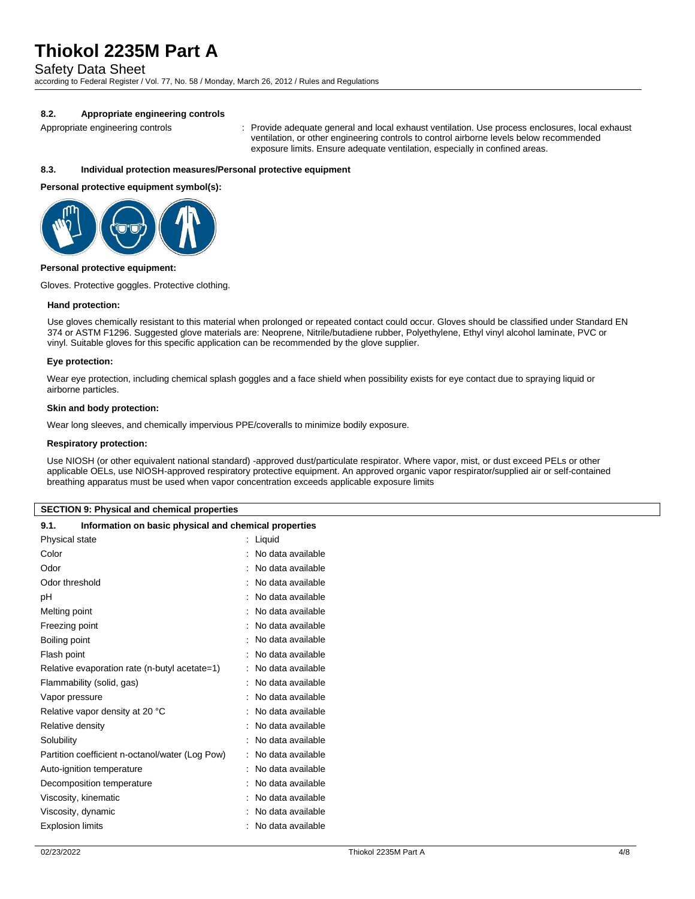#### 8.2. Appropriate engineering controls

Appropriate engineering controls : Provide adequate general and local exhaust ventilation. Use process enclosures, local exhaust ventilation, or other engineering controls to control airborne levels below recommended exposure limits. Ensure adequate ventilation, especially in confined areas.

#### 8.3. Individual protection measures/Personal protective equipment

**Personal protective equipment symbol(s):**

**Personal protective equipment:**

Gloves. Protective goggles. Protective clothing.

**Hand protection:**

Use gloves chemically resistant to this material when prolonged or repeated contact could occur. Gloves should be classified under Standard EN 374 or ASTM F1296. Suggested glove materials are: Neoprene, Nitrile/butadiene rubber, Polyethylene, Ethyl vinyl alcohol laminate, PVC or vinyl. Suitable gloves for this specific application can be recommended by the glove supplier.

**Eye protection:**

Wear eye protection, including chemical splash goggles and a face shield when possibility exists for eye contact due to spraying liquid or airborne particles.

**Skin and body protection:**

Wear long sleeves, and chemically impervious PPE/coveralls to minimize bodily exposure.

**Respiratory protection:**

Use NIOSH (or other equivalent national standard) -approved dust/particulate respirator. Where vapor, mist, or dust exceed PELs or other applicable OELs, use NIOSH-approved respiratory protective equipment. An approved organic vapor respirator/supplied air or self-contained breathing apparatus must be used when vapor concentration exceeds applicable exposure limits

## SECTION 9: Physical and chemical properties

#### 9.1. Information on basic physical and chemical properties

| Property | Value |
|---|---|
| Physical state | Liquid |
| Color | No data available |
| Odor | No data available |
| Odor threshold | No data available |
| pH | No data available |
| Melting point | No data available |
| Freezing point | No data available |
| Boiling point | No data available |
| Flash point | No data available |
| Relative evaporation rate (n-butyl acetate=1) | No data available |
| Flammability (solid, gas) | No data available |
| Vapor pressure | No data available |
| Relative vapor density at 20 °C | No data available |
| Relative density | No data available |
| Solubility | No data available |
| Partition coefficient n-octanol/water (Log Pow) | No data available |
| Auto-ignition temperature | No data available |
| Decomposition temperature | No data available |
| Viscosity, kinematic | No data available |
| Viscosity, dynamic | No data available |
| Explosion limits | No data available |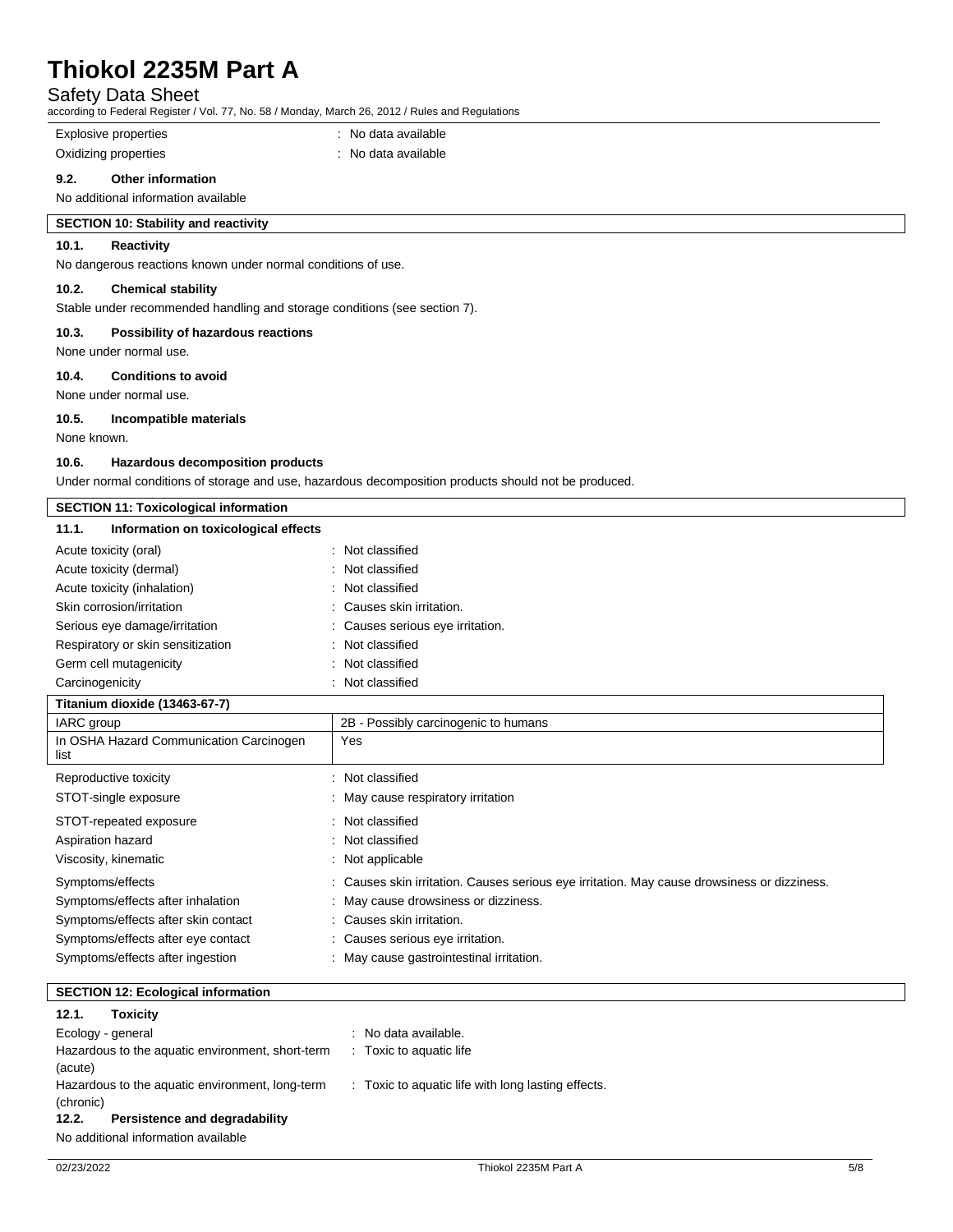Explosive properties : No data available

Oxidizing properties : No data available

### 9.2. Other information

No additional information available

## SECTION 10: Stability and reactivity

### 10.1. Reactivity

No dangerous reactions known under normal conditions of use.

### 10.2. Chemical stability

Stable under recommended handling and storage conditions (see section 7).

### 10.3. Possibility of hazardous reactions

None under normal use.

### 10.4. Conditions to avoid

None under normal use.

### 10.5. Incompatible materials

None known.

### 10.6. Hazardous decomposition products

Under normal conditions of storage and use, hazardous decomposition products should not be produced.

## SECTION 11: Toxicological information

### 11.1. Information on toxicological effects

Acute toxicity (oral) : Not classified

Acute toxicity (dermal) : Not classified

Acute toxicity (inhalation) : Not classified

Skin corrosion/irritation : Causes skin irritation.

Serious eye damage/irritation : Causes serious eye irritation.

Respiratory or skin sensitization : Not classified

Germ cell mutagenicity : Not classified

Carcinogenicity : Not classified

| Titanium dioxide (13463-67-7) | |
|---|---|
| IARC group | 2B - Possibly carcinogenic to humans |
| In OSHA Hazard Communication Carcinogen list | Yes |

Reproductive toxicity : Not classified

STOT-single exposure : May cause respiratory irritation

STOT-repeated exposure : Not classified

Aspiration hazard : Not classified

Viscosity, kinematic : Not applicable

Symptoms/effects : Causes skin irritation. Causes serious eye irritation. May cause drowsiness or dizziness.

Symptoms/effects after inhalation : May cause drowsiness or dizziness.

Symptoms/effects after skin contact : Causes skin irritation.

Symptoms/effects after eye contact : Causes serious eye irritation.

Symptoms/effects after ingestion : May cause gastrointestinal irritation.

## SECTION 12: Ecological information

### 12.1. Toxicity

Ecology - general : No data available.

Hazardous to the aquatic environment, short-term (acute) : Toxic to aquatic life

Hazardous to the aquatic environment, long-term (chronic) : Toxic to aquatic life with long lasting effects.

### 12.2. Persistence and degradability

No additional information available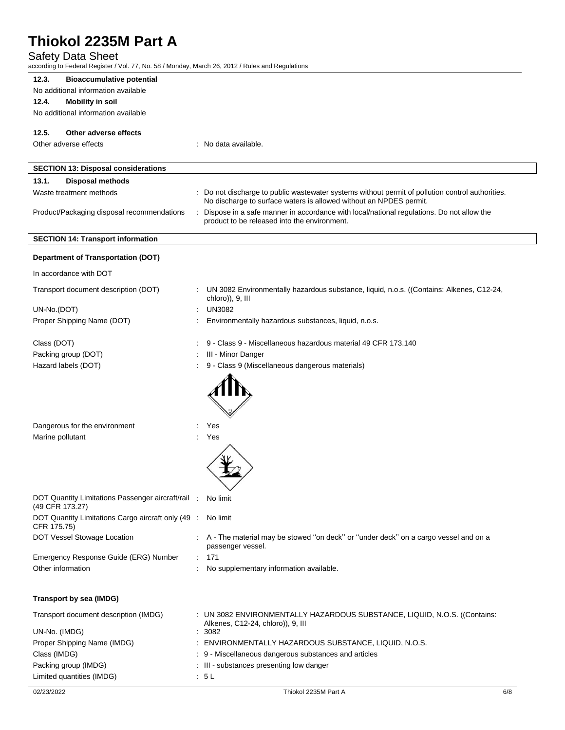### 12.3. Bioaccumulative potential

No additional information available

### 12.4. Mobility in soil

No additional information available

### 12.5. Other adverse effects

Other adverse effects : No data available.

## SECTION 13: Disposal considerations

### 13.1. Disposal methods

Waste treatment methods : Do not discharge to public wastewater systems without permit of pollution control authorities. No discharge to surface waters is allowed without an NPDES permit.

Product/Packaging disposal recommendations : Dispose in a safe manner in accordance with local/national regulations. Do not allow the product to be released into the environment.

## SECTION 14: Transport information

**Department of Transportation (DOT)**

In accordance with DOT

Transport document description (DOT) : UN 3082 Environmentally hazardous substance, liquid, n.o.s. ((Contains: Alkenes, C12-24, chloro)), 9, III

UN-No.(DOT) : UN3082

Proper Shipping Name (DOT) : Environmentally hazardous substances, liquid, n.o.s.

Class (DOT) : 9 - Class 9 - Miscellaneous hazardous material 49 CFR 173.140

Packing group (DOT) : III - Minor Danger

Hazard labels (DOT) : 9 - Class 9 (Miscellaneous dangerous materials)

Dangerous for the environment : Yes

Marine pollutant : Yes

DOT Quantity Limitations Passenger aircraft/rail (49 CFR 173.27) : No limit

DOT Quantity Limitations Cargo aircraft only (49 CFR 175.75) : No limit

DOT Vessel Stowage Location : A - The material may be stowed ''on deck'' or ''under deck'' on a cargo vessel and on a passenger vessel.

Emergency Response Guide (ERG) Number : 171

Other information : No supplementary information available.

**Transport by sea (IMDG)**

Transport document description (IMDG) : UN 3082 ENVIRONMENTALLY HAZARDOUS SUBSTANCE, LIQUID, N.O.S. ((Contains: Alkenes, C12-24, chloro)), 9, III

UN-No. (IMDG) : 3082

Proper Shipping Name (IMDG) : ENVIRONMENTALLY HAZARDOUS SUBSTANCE, LIQUID, N.O.S.

Class (IMDG) : 9 - Miscellaneous dangerous substances and articles

Packing group (IMDG) : III - substances presenting low danger

Limited quantities (IMDG) : 5 L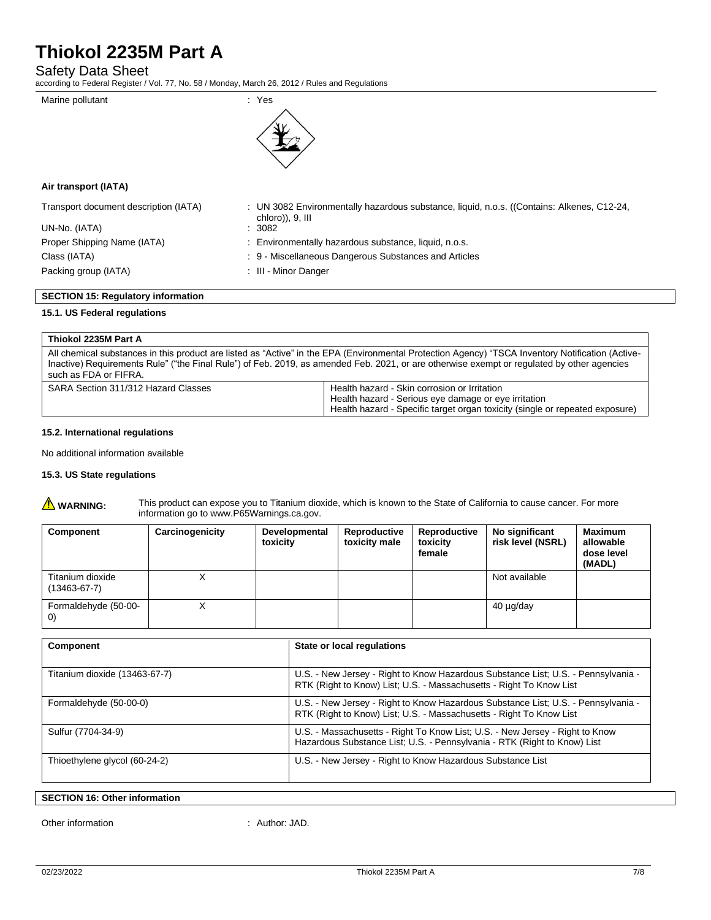Marine pollutant : Yes

**Air transport (IATA)**

Transport document description (IATA) : UN 3082 Environmentally hazardous substance, liquid, n.o.s. ((Contains: Alkenes, C12-24, chloro)), 9, III

UN-No. (IATA) : 3082

Proper Shipping Name (IATA) : Environmentally hazardous substance, liquid, n.o.s.

Class (IATA) : 9 - Miscellaneous Dangerous Substances and Articles

Packing group (IATA) : III - Minor Danger

## SECTION 15: Regulatory information

### 15.1. US Federal regulations

| Thiokol 2235M Part A | |
|---|---|
| All chemical substances in this product are listed as "Active" in the EPA (Environmental Protection Agency) "TSCA Inventory Notification (Active-Inactive) Requirements Rule" ("the Final Rule") of Feb. 2019, as amended Feb. 2021, or are otherwise exempt or regulated by other agencies such as FDA or FIFRA. | |
| SARA Section 311/312 Hazard Classes | Health hazard - Skin corrosion or Irritation<br>Health hazard - Serious eye damage or eye irritation<br>Health hazard - Specific target organ toxicity (single or repeated exposure) |

### 15.2. International regulations

No additional information available

### 15.3. US State regulations

**WARNING:** This product can expose you to Titanium dioxide, which is known to the State of California to cause cancer. For more information go to www.P65Warnings.ca.gov.

| Component | Carcinogenicity | Developmental toxicity | Reproductive toxicity male | Reproductive toxicity female | No significant risk level (NSRL) | Maximum allowable dose level (MADL) |
|---|---|---|---|---|---|---|
| Titanium dioxide (13463-67-7) | X | | | | Not available | |
| Formaldehyde (50-00-0) | X | | | | 40 µg/day | |

| Component | State or local regulations |
|---|---|
| Titanium dioxide (13463-67-7) | U.S. - New Jersey - Right to Know Hazardous Substance List; U.S. - Pennsylvania - RTK (Right to Know) List; U.S. - Massachusetts - Right To Know List |
| Formaldehyde (50-00-0) | U.S. - New Jersey - Right to Know Hazardous Substance List; U.S. - Pennsylvania - RTK (Right to Know) List; U.S. - Massachusetts - Right To Know List |
| Sulfur (7704-34-9) | U.S. - Massachusetts - Right To Know List; U.S. - New Jersey - Right to Know Hazardous Substance List; U.S. - Pennsylvania - RTK (Right to Know) List |
| Thioethylene glycol (60-24-2) | U.S. - New Jersey - Right to Know Hazardous Substance List |

## SECTION 16: Other information

Other information : Author: JAD.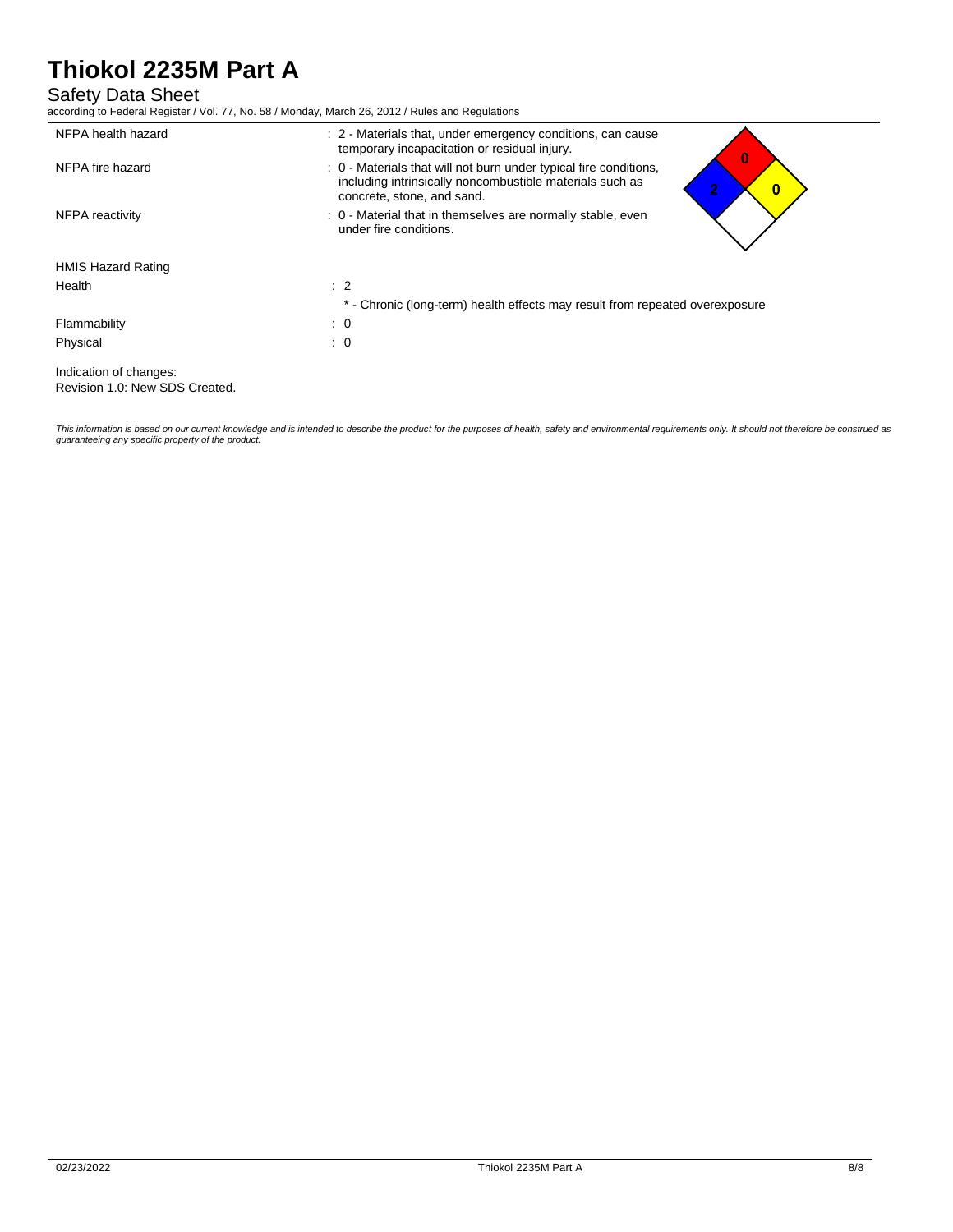# Thiokol 2235M Part A

Safety Data Sheet

according to Federal Register / Vol. 77, No. 58 / Monday, March 26, 2012 / Rules and Regulations

| | |
|---|---|
| NFPA health hazard | : 2 - Materials that, under emergency conditions, can cause temporary incapacitation or residual injury. |
| NFPA fire hazard | : 0 - Materials that will not burn under typical fire conditions, including intrinsically noncombustible materials such as concrete, stone, and sand. |
| NFPA reactivity | : 0 - Material that in themselves are normally stable, even under fire conditions. |

0

2

0

HMIS Hazard Rating

| | |
|---|---|
| Health | : 2 |
| | * - Chronic (long-term) health effects may result from repeated overexposure |
| Flammability | : 0 |
| Physical | : 0 |

Indication of changes:
Revision 1.0: New SDS Created.

*This information is based on our current knowledge and is intended to describe the product for the purposes of health, safety and environmental requirements only. It should not therefore be construed as guaranteeing any specific property of the product.*